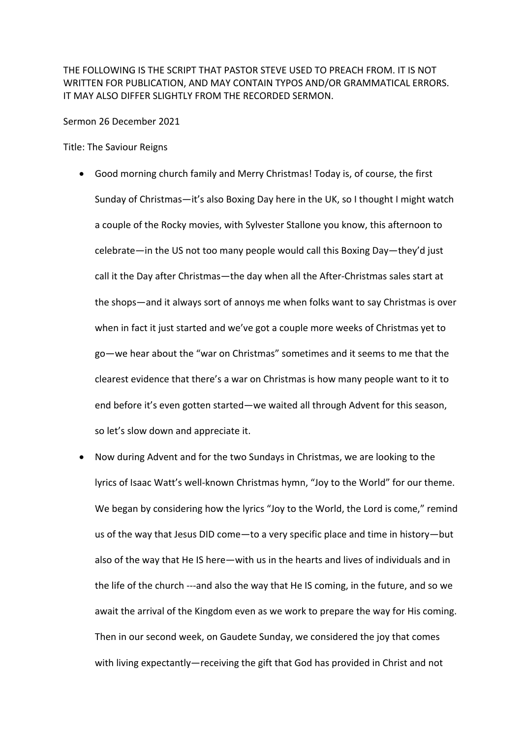THE FOLLOWING IS THE SCRIPT THAT PASTOR STEVE USED TO PREACH FROM. IT IS NOT WRITTEN FOR PUBLICATION, AND MAY CONTAIN TYPOS AND/OR GRAMMATICAL ERRORS. IT MAY ALSO DIFFER SLIGHTLY FROM THE RECORDED SERMON.

Sermon 26 December 2021

Title: The Saviour Reigns

- Good morning church family and Merry Christmas! Today is, of course, the first Sunday of Christmas—it's also Boxing Day here in the UK, so I thought I might watch a couple of the Rocky movies, with Sylvester Stallone you know, this afternoon to celebrate—in the US not too many people would call this Boxing Day—they'd just call it the Day after Christmas—the day when all the After-Christmas sales start at the shops—and it always sort of annoys me when folks want to say Christmas is over when in fact it just started and we've got a couple more weeks of Christmas yet to go—we hear about the "war on Christmas" sometimes and it seems to me that the clearest evidence that there's a war on Christmas is how many people want to it to end before it's even gotten started—we waited all through Advent for this season, so let's slow down and appreciate it.
- Now during Advent and for the two Sundays in Christmas, we are looking to the lyrics of Isaac Watt's well-known Christmas hymn, "Joy to the World" for our theme. We began by considering how the lyrics "Joy to the World, the Lord is come," remind us of the way that Jesus DID come—to a very specific place and time in history—but also of the way that He IS here—with us in the hearts and lives of individuals and in the life of the church ---and also the way that He IS coming, in the future, and so we await the arrival of the Kingdom even as we work to prepare the way for His coming. Then in our second week, on Gaudete Sunday, we considered the joy that comes with living expectantly—receiving the gift that God has provided in Christ and not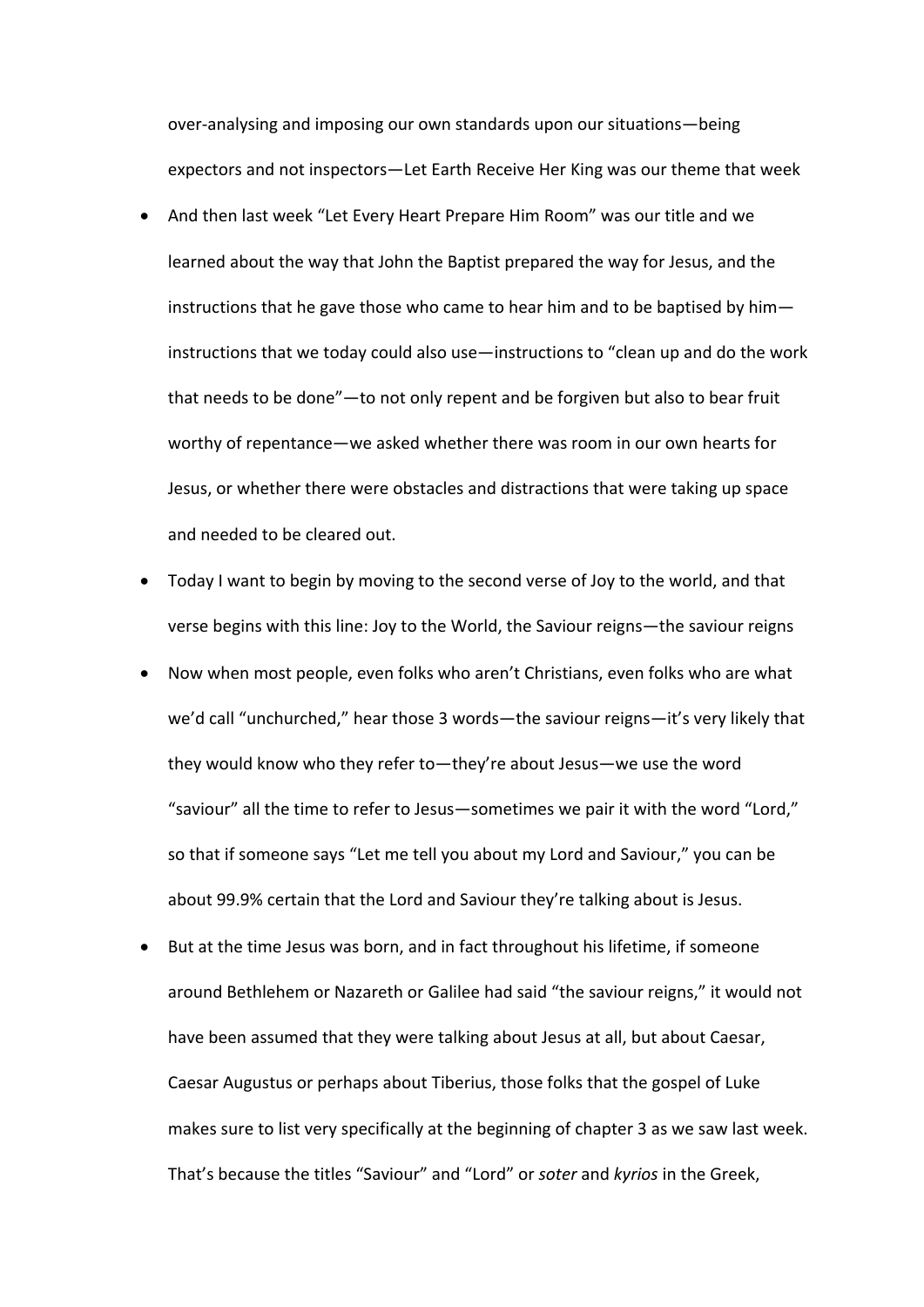over-analysing and imposing our own standards upon our situations—being expectors and not inspectors—Let Earth Receive Her King was our theme that week

- And then last week "Let Every Heart Prepare Him Room" was our title and we learned about the way that John the Baptist prepared the way for Jesus, and the instructions that he gave those who came to hear him and to be baptised by him—instructions that we today could also use—instructions to "clean up and do the work that needs to be done"—to not only repent and be forgiven but also to bear fruit worthy of repentance—we asked whether there was room in our own hearts for Jesus, or whether there were obstacles and distractions that were taking up space and needed to be cleared out.
- Today I want to begin by moving to the second verse of Joy to the world, and that verse begins with this line: Joy to the World, the Saviour reigns—the saviour reigns
- Now when most people, even folks who aren't Christians, even folks who are what we'd call "unchurched," hear those 3 words—the saviour reigns—it's very likely that they would know who they refer to—they're about Jesus—we use the word "saviour" all the time to refer to Jesus—sometimes we pair it with the word "Lord," so that if someone says "Let me tell you about my Lord and Saviour," you can be about 99.9% certain that the Lord and Saviour they're talking about is Jesus.
- But at the time Jesus was born, and in fact throughout his lifetime, if someone around Bethlehem or Nazareth or Galilee had said "the saviour reigns," it would not have been assumed that they were talking about Jesus at all, but about Caesar, Caesar Augustus or perhaps about Tiberius, those folks that the gospel of Luke makes sure to list very specifically at the beginning of chapter 3 as we saw last week. That's because the titles "Saviour" and "Lord" or *soter* and *kyrios* in the Greek,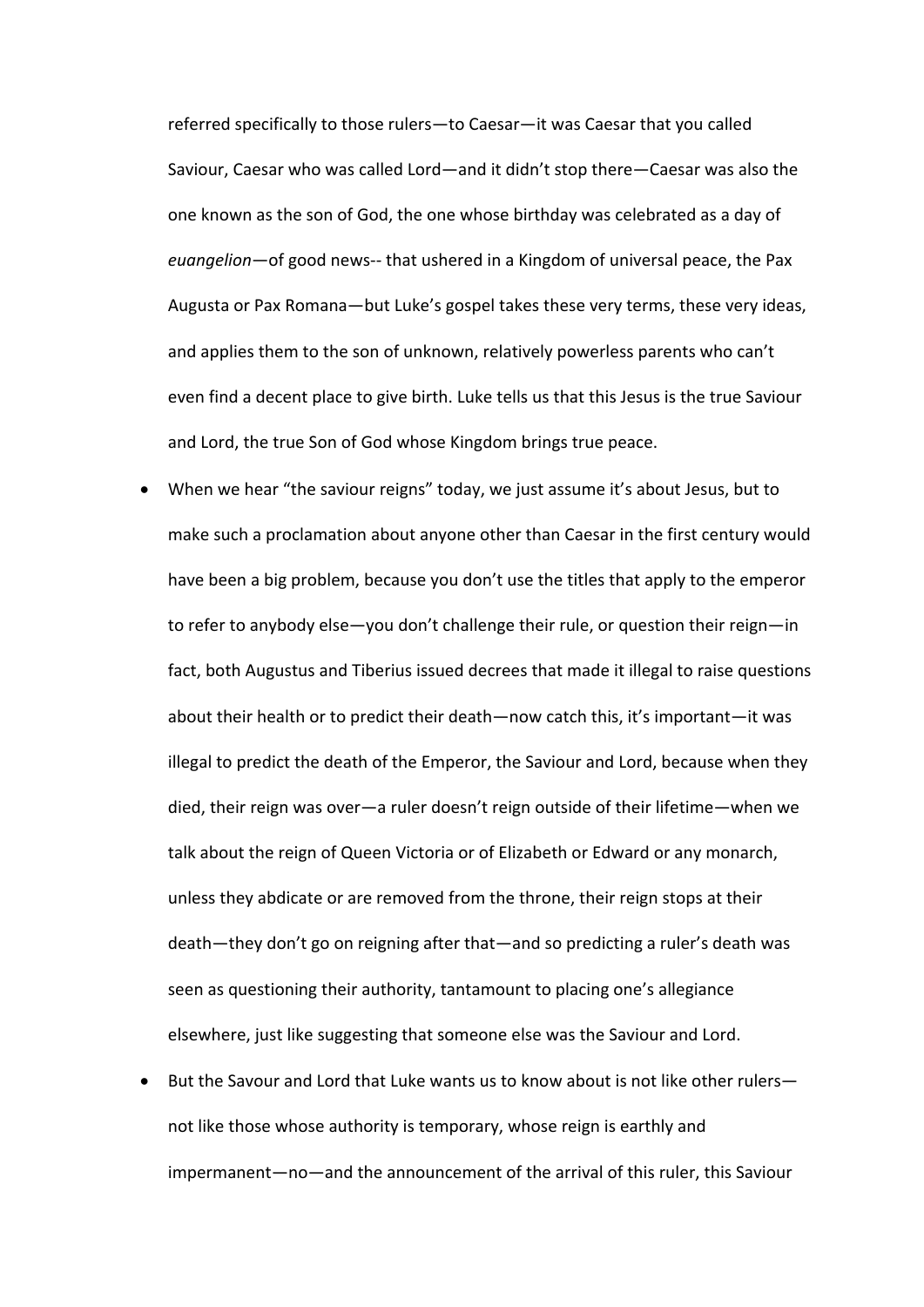referred specifically to those rulers—to Caesar—it was Caesar that you called Saviour, Caesar who was called Lord—and it didn't stop there—Caesar was also the one known as the son of God, the one whose birthday was celebrated as a day of *euangelion*—of good news-- that ushered in a Kingdom of universal peace, the Pax Augusta or Pax Romana—but Luke's gospel takes these very terms, these very ideas, and applies them to the son of unknown, relatively powerless parents who can't even find a decent place to give birth. Luke tells us that this Jesus is the true Saviour and Lord, the true Son of God whose Kingdom brings true peace.

- When we hear "the saviour reigns" today, we just assume it's about Jesus, but to make such a proclamation about anyone other than Caesar in the first century would have been a big problem, because you don't use the titles that apply to the emperor to refer to anybody else—you don't challenge their rule, or question their reign—in fact, both Augustus and Tiberius issued decrees that made it illegal to raise questions about their health or to predict their death—now catch this, it's important—it was illegal to predict the death of the Emperor, the Saviour and Lord, because when they died, their reign was over—a ruler doesn't reign outside of their lifetime—when we talk about the reign of Queen Victoria or of Elizabeth or Edward or any monarch, unless they abdicate or are removed from the throne, their reign stops at their death—they don't go on reigning after that—and so predicting a ruler's death was seen as questioning their authority, tantamount to placing one's allegiance elsewhere, just like suggesting that someone else was the Saviour and Lord.
- But the Savour and Lord that Luke wants us to know about is not like other rulers—not like those whose authority is temporary, whose reign is earthly and impermanent—no—and the announcement of the arrival of this ruler, this Saviour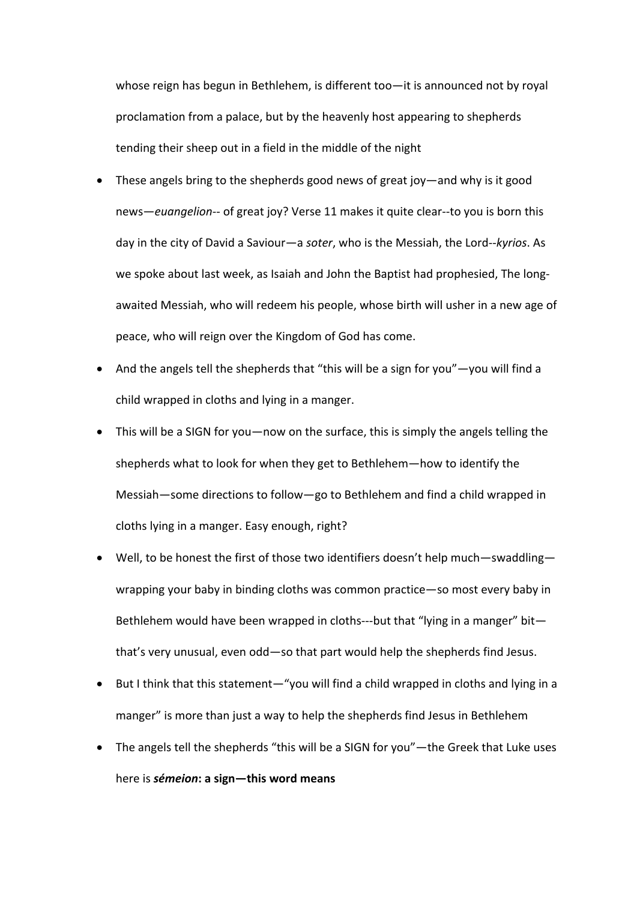whose reign has begun in Bethlehem, is different too—it is announced not by royal proclamation from a palace, but by the heavenly host appearing to shepherds tending their sheep out in a field in the middle of the night

- These angels bring to the shepherds good news of great joy—and why is it good news—*euangelion*-- of great joy? Verse 11 makes it quite clear--to you is born this day in the city of David a Saviour—a *soter*, who is the Messiah, the Lord--*kyrios*. As we spoke about last week, as Isaiah and John the Baptist had prophesied, The long-awaited Messiah, who will redeem his people, whose birth will usher in a new age of peace, who will reign over the Kingdom of God has come.
- And the angels tell the shepherds that "this will be a sign for you"—you will find a child wrapped in cloths and lying in a manger.
- This will be a SIGN for you—now on the surface, this is simply the angels telling the shepherds what to look for when they get to Bethlehem—how to identify the Messiah—some directions to follow—go to Bethlehem and find a child wrapped in cloths lying in a manger. Easy enough, right?
- Well, to be honest the first of those two identifiers doesn't help much—swaddling—wrapping your baby in binding cloths was common practice—so most every baby in Bethlehem would have been wrapped in cloths---but that "lying in a manger" bit—that's very unusual, even odd—so that part would help the shepherds find Jesus.
- But I think that this statement—"you will find a child wrapped in cloths and lying in a manger" is more than just a way to help the shepherds find Jesus in Bethlehem
- The angels tell the shepherds "this will be a SIGN for you"—the Greek that Luke uses here is ***sémeion*****: a sign—this word means**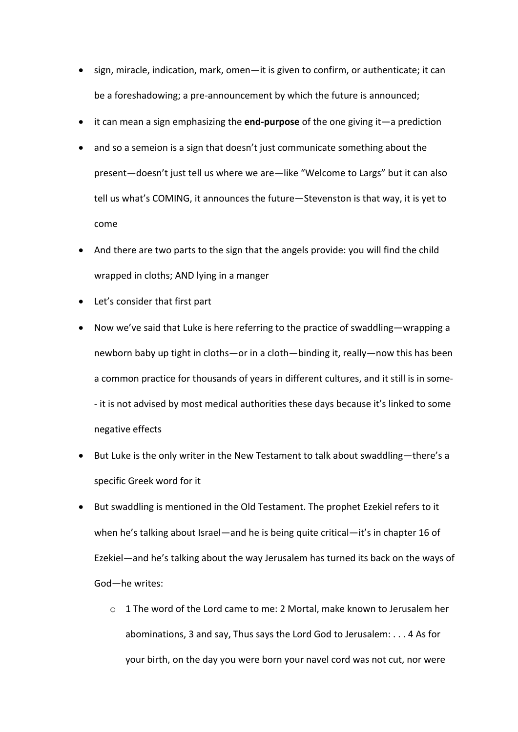- sign, miracle, indication, mark, omen—it is given to confirm, or authenticate; it can be a foreshadowing; a pre-announcement by which the future is announced;
- it can mean a sign emphasizing the **end-purpose** of the one giving it—a prediction
- and so a semeion is a sign that doesn't just communicate something about the present—doesn't just tell us where we are—like "Welcome to Largs" but it can also tell us what's COMING, it announces the future—Stevenston is that way, it is yet to come
- And there are two parts to the sign that the angels provide: you will find the child wrapped in cloths; AND lying in a manger
- Let's consider that first part
- Now we've said that Luke is here referring to the practice of swaddling—wrapping a newborn baby up tight in cloths—or in a cloth—binding it, really—now this has been a common practice for thousands of years in different cultures, and it still is in some-- it is not advised by most medical authorities these days because it's linked to some negative effects
- But Luke is the only writer in the New Testament to talk about swaddling—there's a specific Greek word for it
- But swaddling is mentioned in the Old Testament. The prophet Ezekiel refers to it when he's talking about Israel—and he is being quite critical—it's in chapter 16 of Ezekiel—and he's talking about the way Jerusalem has turned its back on the ways of God—he writes:
    - 1 The word of the Lord came to me: 2 Mortal, make known to Jerusalem her abominations, 3 and say, Thus says the Lord God to Jerusalem: . . . 4 As for your birth, on the day you were born your navel cord was not cut, nor were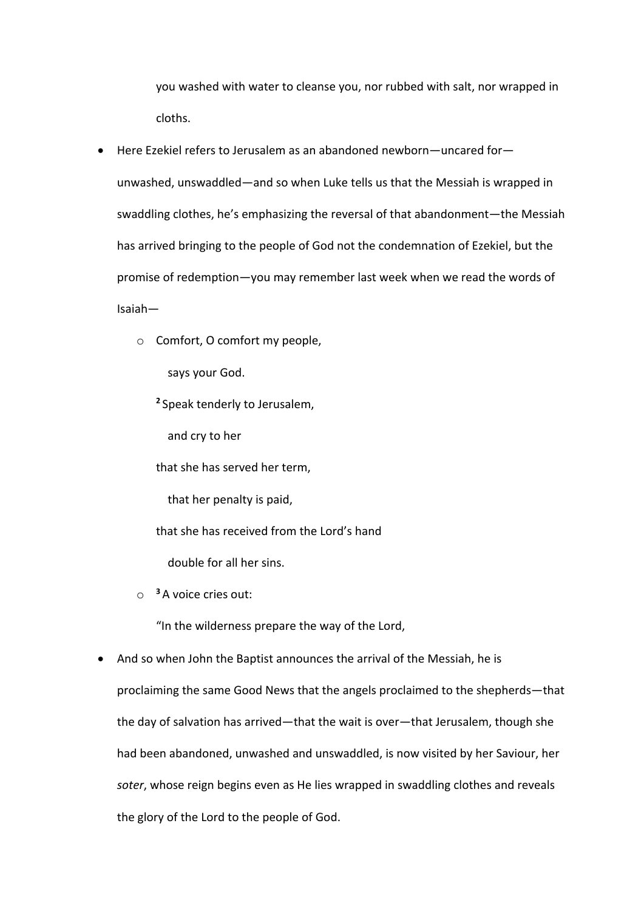you washed with water to cleanse you, nor rubbed with salt, nor wrapped in cloths.

- Here Ezekiel refers to Jerusalem as an abandoned newborn—uncared for—unwashed, unswaddled—and so when Luke tells us that the Messiah is wrapped in swaddling clothes, he's emphasizing the reversal of that abandonment—the Messiah has arrived bringing to the people of God not the condemnation of Ezekiel, but the promise of redemption—you may remember last week when we read the words of Isaiah—
    - Comfort, O comfort my people,
      says your God.
      [2] Speak tenderly to Jerusalem,
      and cry to her
      that she has served her term,
      that her penalty is paid,
      that she has received from the Lord's hand
      double for all her sins.
    - [3] A voice cries out:
      "In the wilderness prepare the way of the Lord,
- And so when John the Baptist announces the arrival of the Messiah, he is proclaiming the same Good News that the angels proclaimed to the shepherds—that the day of salvation has arrived—that the wait is over—that Jerusalem, though she had been abandoned, unwashed and unswaddled, is now visited by her Saviour, her *soter*, whose reign begins even as He lies wrapped in swaddling clothes and reveals the glory of the Lord to the people of God.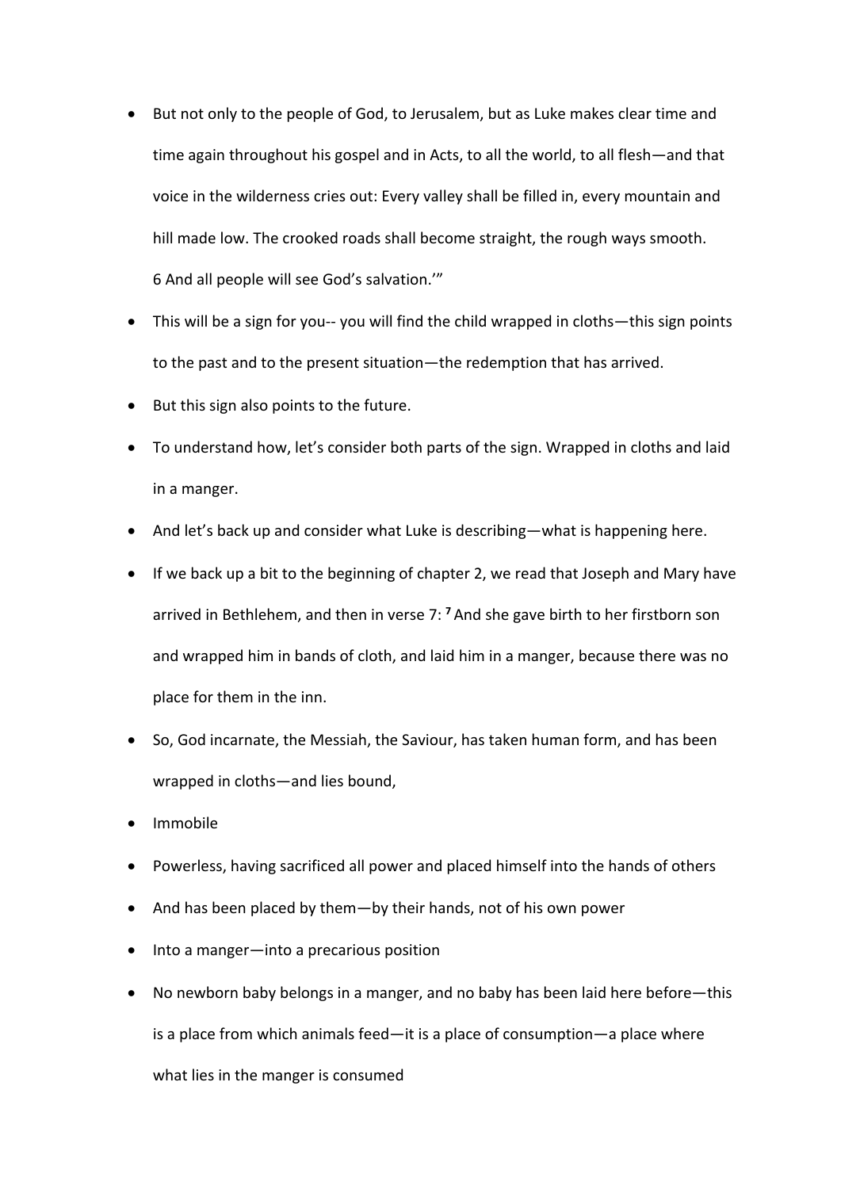- But not only to the people of God, to Jerusalem, but as Luke makes clear time and time again throughout his gospel and in Acts, to all the world, to all flesh—and that voice in the wilderness cries out: Every valley shall be filled in, every mountain and hill made low. The crooked roads shall become straight, the rough ways smooth. 6 And all people will see God's salvation.'"
- This will be a sign for you-- you will find the child wrapped in cloths—this sign points to the past and to the present situation—the redemption that has arrived.
- But this sign also points to the future.
- To understand how, let's consider both parts of the sign. Wrapped in cloths and laid in a manger.
- And let's back up and consider what Luke is describing—what is happening here.
- If we back up a bit to the beginning of chapter 2, we read that Joseph and Mary have arrived in Bethlehem, and then in verse 7: **7** And she gave birth to her firstborn son and wrapped him in bands of cloth, and laid him in a manger, because there was no place for them in the inn.
- So, God incarnate, the Messiah, the Saviour, has taken human form, and has been wrapped in cloths—and lies bound,
- Immobile
- Powerless, having sacrificed all power and placed himself into the hands of others
- And has been placed by them—by their hands, not of his own power
- Into a manger—into a precarious position
- No newborn baby belongs in a manger, and no baby has been laid here before—this is a place from which animals feed—it is a place of consumption—a place where what lies in the manger is consumed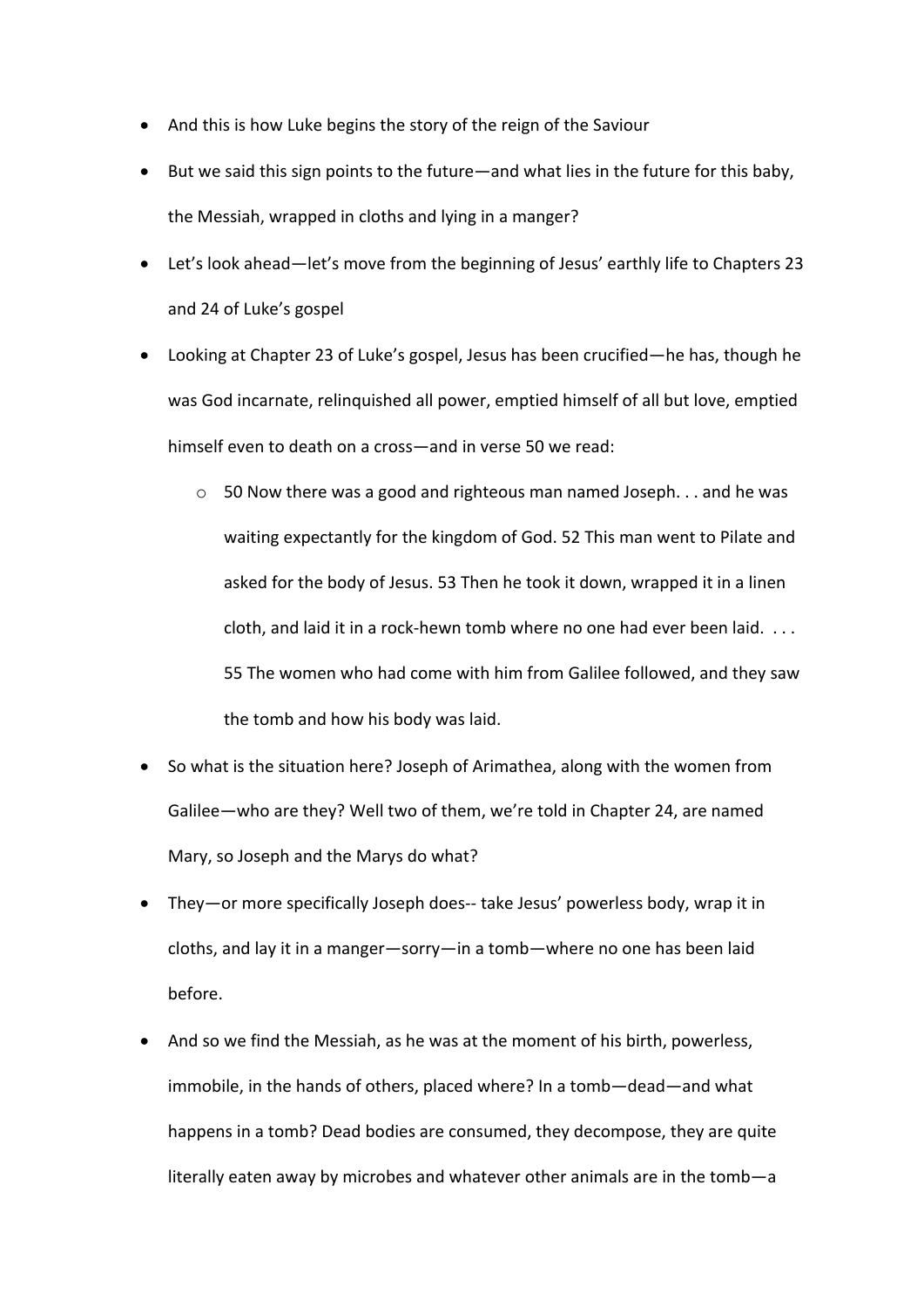- And this is how Luke begins the story of the reign of the Saviour
- But we said this sign points to the future—and what lies in the future for this baby, the Messiah, wrapped in cloths and lying in a manger?
- Let's look ahead—let's move from the beginning of Jesus' earthly life to Chapters 23 and 24 of Luke's gospel
- Looking at Chapter 23 of Luke's gospel, Jesus has been crucified—he has, though he was God incarnate, relinquished all power, emptied himself of all but love, emptied himself even to death on a cross—and in verse 50 we read:
  - 50 Now there was a good and righteous man named Joseph. . . and he was waiting expectantly for the kingdom of God. 52 This man went to Pilate and asked for the body of Jesus. 53 Then he took it down, wrapped it in a linen cloth, and laid it in a rock-hewn tomb where no one had ever been laid. . . . 55 The women who had come with him from Galilee followed, and they saw the tomb and how his body was laid.
- So what is the situation here? Joseph of Arimathea, along with the women from Galilee—who are they? Well two of them, we're told in Chapter 24, are named Mary, so Joseph and the Marys do what?
- They—or more specifically Joseph does-- take Jesus' powerless body, wrap it in cloths, and lay it in a manger—sorry—in a tomb—where no one has been laid before.
- And so we find the Messiah, as he was at the moment of his birth, powerless, immobile, in the hands of others, placed where? In a tomb—dead—and what happens in a tomb? Dead bodies are consumed, they decompose, they are quite literally eaten away by microbes and whatever other animals are in the tomb—a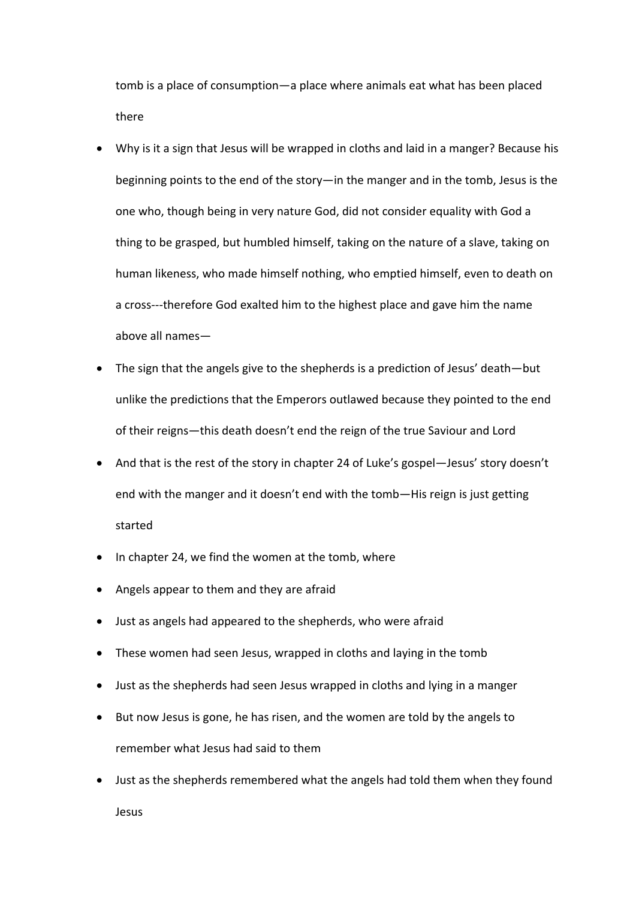tomb is a place of consumption—a place where animals eat what has been placed there

- Why is it a sign that Jesus will be wrapped in cloths and laid in a manger? Because his beginning points to the end of the story—in the manger and in the tomb, Jesus is the one who, though being in very nature God, did not consider equality with God a thing to be grasped, but humbled himself, taking on the nature of a slave, taking on human likeness, who made himself nothing, who emptied himself, even to death on a cross---therefore God exalted him to the highest place and gave him the name above all names—
- The sign that the angels give to the shepherds is a prediction of Jesus' death—but unlike the predictions that the Emperors outlawed because they pointed to the end of their reigns—this death doesn't end the reign of the true Saviour and Lord
- And that is the rest of the story in chapter 24 of Luke's gospel—Jesus' story doesn't end with the manger and it doesn't end with the tomb—His reign is just getting started
- In chapter 24, we find the women at the tomb, where
- Angels appear to them and they are afraid
- Just as angels had appeared to the shepherds, who were afraid
- These women had seen Jesus, wrapped in cloths and laying in the tomb
- Just as the shepherds had seen Jesus wrapped in cloths and lying in a manger
- But now Jesus is gone, he has risen, and the women are told by the angels to remember what Jesus had said to them
- Just as the shepherds remembered what the angels had told them when they found Jesus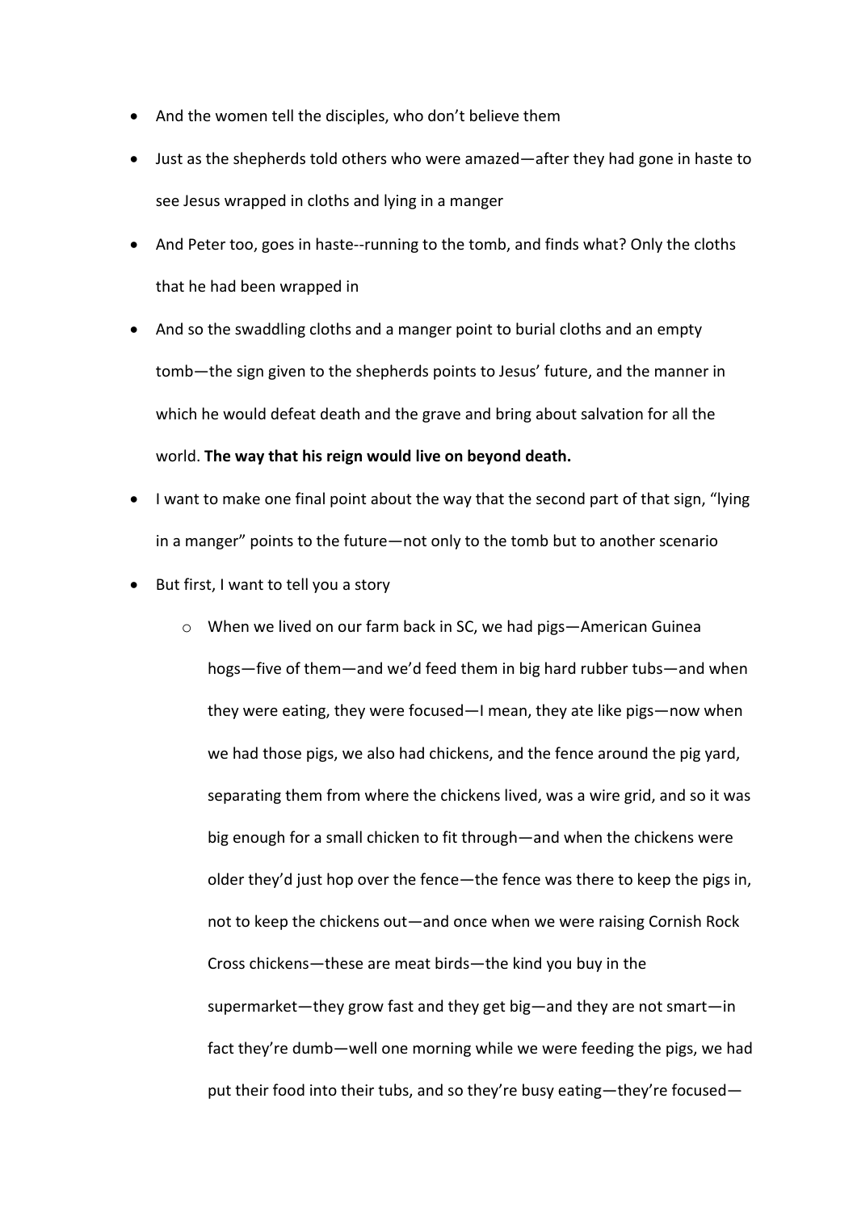- And the women tell the disciples, who don't believe them
- Just as the shepherds told others who were amazed—after they had gone in haste to see Jesus wrapped in cloths and lying in a manger
- And Peter too, goes in haste--running to the tomb, and finds what? Only the cloths that he had been wrapped in
- And so the swaddling cloths and a manger point to burial cloths and an empty tomb—the sign given to the shepherds points to Jesus' future, and the manner in which he would defeat death and the grave and bring about salvation for all the world. **The way that his reign would live on beyond death.**
- I want to make one final point about the way that the second part of that sign, "lying in a manger" points to the future—not only to the tomb but to another scenario
- But first, I want to tell you a story
    - When we lived on our farm back in SC, we had pigs—American Guinea hogs—five of them—and we'd feed them in big hard rubber tubs—and when they were eating, they were focused—I mean, they ate like pigs—now when we had those pigs, we also had chickens, and the fence around the pig yard, separating them from where the chickens lived, was a wire grid, and so it was big enough for a small chicken to fit through—and when the chickens were older they'd just hop over the fence—the fence was there to keep the pigs in, not to keep the chickens out—and once when we were raising Cornish Rock Cross chickens—these are meat birds—the kind you buy in the supermarket—they grow fast and they get big—and they are not smart—in fact they're dumb—well one morning while we were feeding the pigs, we had put their food into their tubs, and so they're busy eating—they're focused—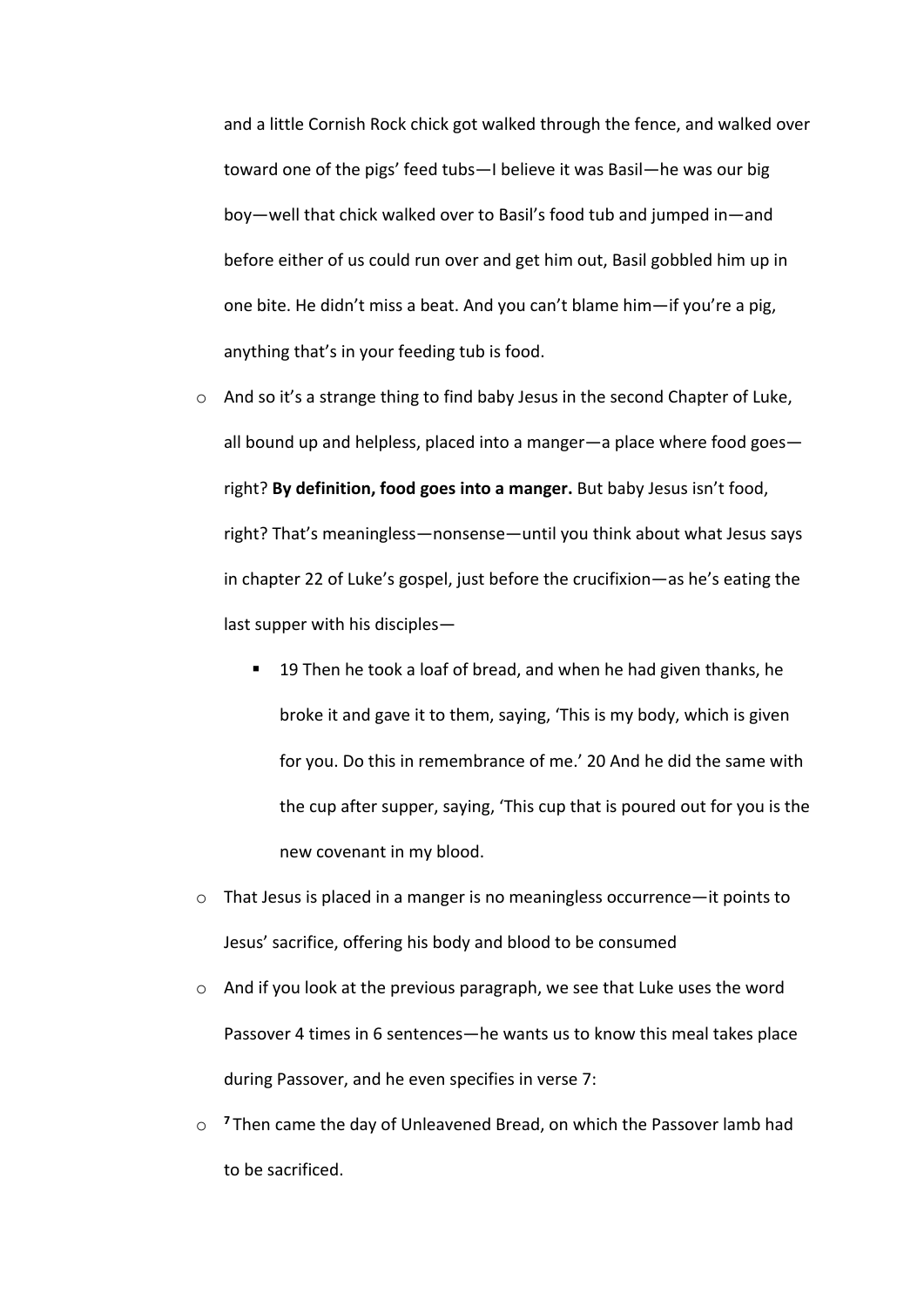and a little Cornish Rock chick got walked through the fence, and walked over toward one of the pigs' feed tubs—I believe it was Basil—he was our big boy—well that chick walked over to Basil's food tub and jumped in—and before either of us could run over and get him out, Basil gobbled him up in one bite. He didn't miss a beat. And you can't blame him—if you're a pig, anything that's in your feeding tub is food.

- And so it's a strange thing to find baby Jesus in the second Chapter of Luke, all bound up and helpless, placed into a manger—a place where food goes—right? **By definition, food goes into a manger.** But baby Jesus isn't food, right? That's meaningless—nonsense—until you think about what Jesus says in chapter 22 of Luke's gospel, just before the crucifixion—as he's eating the last supper with his disciples—
  - 19 Then he took a loaf of bread, and when he had given thanks, he broke it and gave it to them, saying, 'This is my body, which is given for you. Do this in remembrance of me.' 20 And he did the same with the cup after supper, saying, 'This cup that is poured out for you is the new covenant in my blood.
- That Jesus is placed in a manger is no meaningless occurrence—it points to Jesus' sacrifice, offering his body and blood to be consumed
- And if you look at the previous paragraph, we see that Luke uses the word Passover 4 times in 6 sentences—he wants us to know this meal takes place during Passover, and he even specifies in verse 7:
- **7** Then came the day of Unleavened Bread, on which the Passover lamb had to be sacrificed.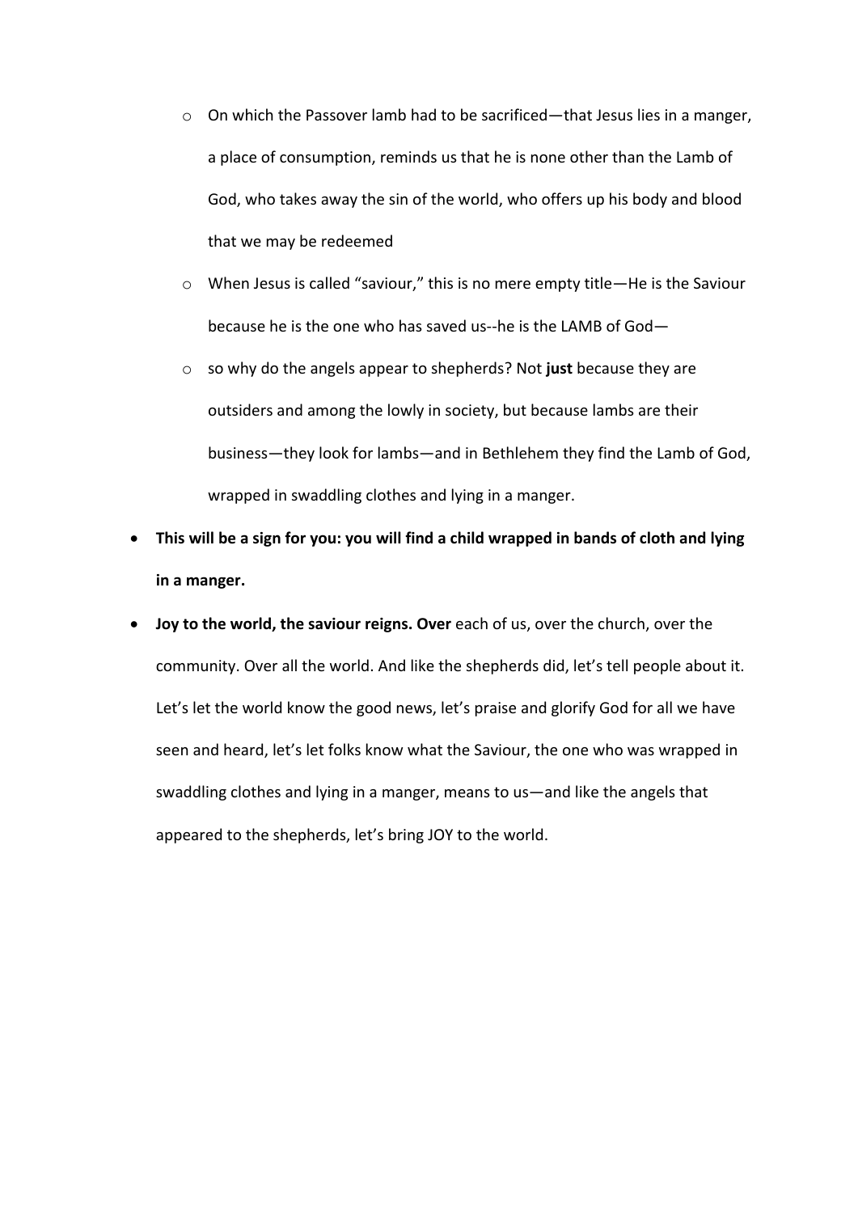- On which the Passover lamb had to be sacrificed—that Jesus lies in a manger, a place of consumption, reminds us that he is none other than the Lamb of God, who takes away the sin of the world, who offers up his body and blood that we may be redeemed
  - When Jesus is called "saviour," this is no mere empty title—He is the Saviour because he is the one who has saved us--he is the LAMB of God—
  - so why do the angels appear to shepherds? Not **just** because they are outsiders and among the lowly in society, but because lambs are their business—they look for lambs—and in Bethlehem they find the Lamb of God, wrapped in swaddling clothes and lying in a manger.

- **This will be a sign for you: you will find a child wrapped in bands of cloth and lying in a manger.**
- **Joy to the world, the saviour reigns. Over** each of us, over the church, over the community. Over all the world. And like the shepherds did, let's tell people about it. Let's let the world know the good news, let's praise and glorify God for all we have seen and heard, let's let folks know what the Saviour, the one who was wrapped in swaddling clothes and lying in a manger, means to us—and like the angels that appeared to the shepherds, let's bring JOY to the world.